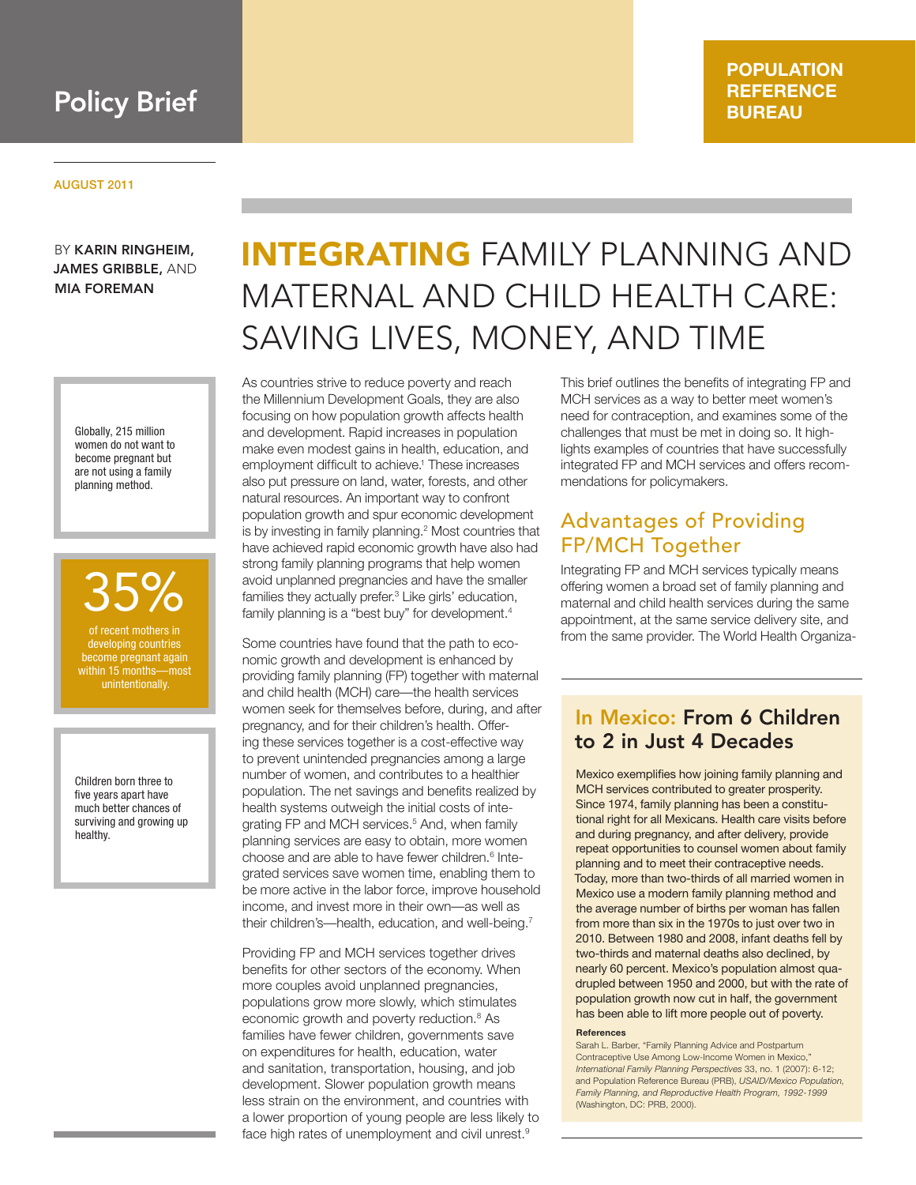Policy Brief

POPULATION REFERENCE BUREAU

AUGUST 2011

BY **KARIN RINGHEIM, JAMES GRIBBLE,** AND **MIA FOREMAN**

# INTEGRATING FAMILY PLANNING AND MATERNAL AND CHILD HEALTH CARE: SAVING LIVES, MONEY, AND TIME

Globally, 215 million women do not want to become pregnant but are not using a family planning method.

**35%** of recent mothers in developing countries become pregnant again within 15 months—most unintentionally.

Children born three to five years apart have much better chances of surviving and growing up healthy.

As countries strive to reduce poverty and reach the Millennium Development Goals, they are also focusing on how population growth affects health and development. Rapid increases in population make even modest gains in health, education, and employment difficult to achieve.[1] These increases also put pressure on land, water, forests, and other natural resources. An important way to confront population growth and spur economic development is by investing in family planning.[2] Most countries that have achieved rapid economic growth have also had strong family planning programs that help women avoid unplanned pregnancies and have the smaller families they actually prefer.[3] Like girls' education, family planning is a "best buy" for development.[4]

Some countries have found that the path to economic growth and development is enhanced by providing family planning (FP) together with maternal and child health (MCH) care—the health services women seek for themselves before, during, and after pregnancy, and for their children's health. Offering these services together is a cost-effective way to prevent unintended pregnancies among a large number of women, and contributes to a healthier population. The net savings and benefits realized by health systems outweigh the initial costs of integrating FP and MCH services.[5] And, when family planning services are easy to obtain, more women choose and are able to have fewer children.[6] Integrated services save women time, enabling them to be more active in the labor force, improve household income, and invest more in their own—as well as their children's—health, education, and well-being.[7]

Providing FP and MCH services together drives benefits for other sectors of the economy. When more couples avoid unplanned pregnancies, populations grow more slowly, which stimulates economic growth and poverty reduction.[8] As families have fewer children, governments save on expenditures for health, education, water and sanitation, transportation, housing, and job development. Slower population growth means less strain on the environment, and countries with a lower proportion of young people are less likely to face high rates of unemployment and civil unrest.[9]

This brief outlines the benefits of integrating FP and MCH services as a way to better meet women's need for contraception, and examines some of the challenges that must be met in doing so. It highlights examples of countries that have successfully integrated FP and MCH services and offers recommendations for policymakers.

## Advantages of Providing FP/MCH Together

Integrating FP and MCH services typically means offering women a broad set of family planning and maternal and child health services during the same appointment, at the same service delivery site, and from the same provider. The World Health Organiza-

### In Mexico: From 6 Children to 2 in Just 4 Decades

Mexico exemplifies how joining family planning and MCH services contributed to greater prosperity. Since 1974, family planning has been a constitutional right for all Mexicans. Health care visits before and during pregnancy, and after delivery, provide repeat opportunities to counsel women about family planning and to meet their contraceptive needs. Today, more than two-thirds of all married women in Mexico use a modern family planning method and the average number of births per woman has fallen from more than six in the 1970s to just over two in 2010. Between 1980 and 2008, infant deaths fell by two-thirds and maternal deaths also declined, by nearly 60 percent. Mexico's population almost quadrupled between 1950 and 2000, but with the rate of population growth now cut in half, the government has been able to lift more people out of poverty.

**References**

Sarah L. Barber, "Family Planning Advice and Postpartum Contraceptive Use Among Low-Income Women in Mexico," *International Family Planning Perspectives* 33, no. 1 (2007): 6-12; and Population Reference Bureau (PRB), *USAID/Mexico Population, Family Planning, and Reproductive Health Program, 1992-1999* (Washington, DC: PRB, 2000).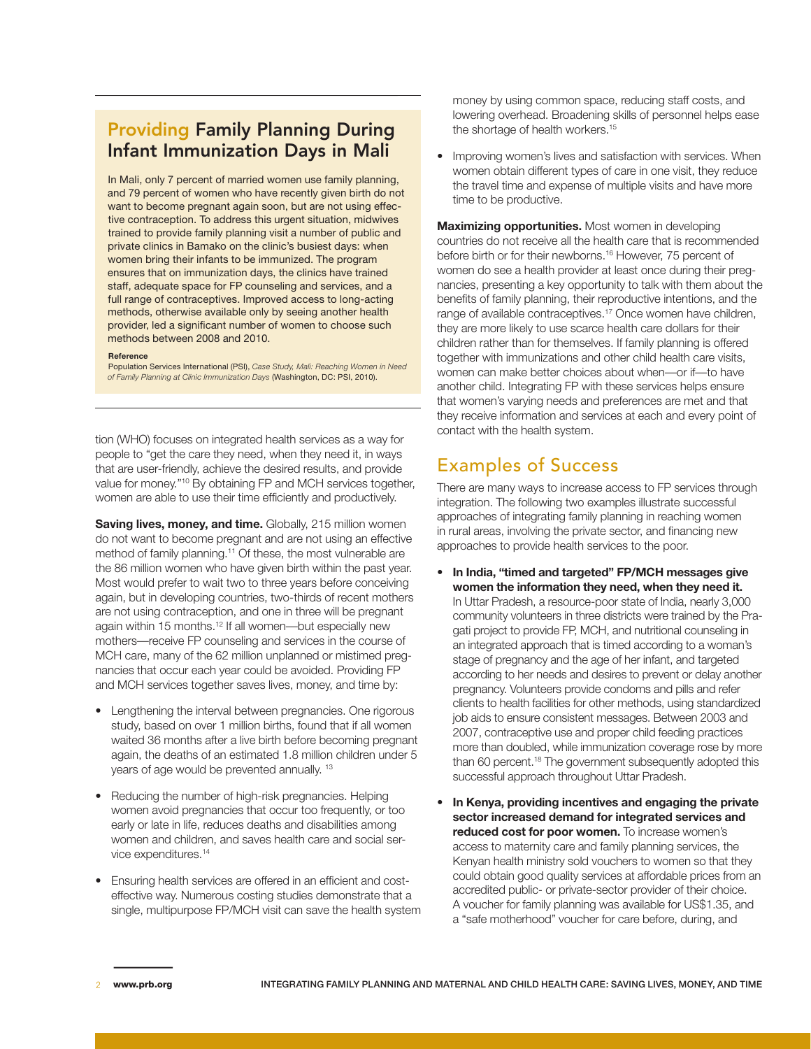## Providing Family Planning During Infant Immunization Days in Mali

In Mali, only 7 percent of married women use family planning, and 79 percent of women who have recently given birth do not want to become pregnant again soon, but are not using effective contraception. To address this urgent situation, midwives trained to provide family planning visit a number of public and private clinics in Bamako on the clinic's busiest days: when women bring their infants to be immunized. The program ensures that on immunization days, the clinics have trained staff, adequate space for FP counseling and services, and a full range of contraceptives. Improved access to long-acting methods, otherwise available only by seeing another health provider, led a significant number of women to choose such methods between 2008 and 2010.

**Reference**

Population Services International (PSI), *Case Study, Mali: Reaching Women in Need of Family Planning at Clinic Immunization Days* (Washington, DC: PSI, 2010).

tion (WHO) focuses on integrated health services as a way for people to "get the care they need, when they need it, in ways that are user-friendly, achieve the desired results, and provide value for money."[10] By obtaining FP and MCH services together, women are able to use their time efficiently and productively.

**Saving lives, money, and time.** Globally, 215 million women do not want to become pregnant and are not using an effective method of family planning.[11] Of these, the most vulnerable are the 86 million women who have given birth within the past year. Most would prefer to wait two to three years before conceiving again, but in developing countries, two-thirds of recent mothers are not using contraception, and one in three will be pregnant again within 15 months.[12] If all women—but especially new mothers—receive FP counseling and services in the course of MCH care, many of the 62 million unplanned or mistimed pregnancies that occur each year could be avoided. Providing FP and MCH services together saves lives, money, and time by:

- Lengthening the interval between pregnancies. One rigorous study, based on over 1 million births, found that if all women waited 36 months after a live birth before becoming pregnant again, the deaths of an estimated 1.8 million children under 5 years of age would be prevented annually.[13]
- Reducing the number of high-risk pregnancies. Helping women avoid pregnancies that occur too frequently, or too early or late in life, reduces deaths and disabilities among women and children, and saves health care and social service expenditures.[14]
- Ensuring health services are offered in an efficient and cost-effective way. Numerous costing studies demonstrate that a single, multipurpose FP/MCH visit can save the health system money by using common space, reducing staff costs, and lowering overhead. Broadening skills of personnel helps ease the shortage of health workers.[15]
- Improving women's lives and satisfaction with services. When women obtain different types of care in one visit, they reduce the travel time and expense of multiple visits and have more time to be productive.

**Maximizing opportunities.** Most women in developing countries do not receive all the health care that is recommended before birth or for their newborns.[16] However, 75 percent of women do see a health provider at least once during their pregnancies, presenting a key opportunity to talk with them about the benefits of family planning, their reproductive intentions, and the range of available contraceptives.[17] Once women have children, they are more likely to use scarce health care dollars for their children rather than for themselves. If family planning is offered together with immunizations and other child health care visits, women can make better choices about when—or if—to have another child. Integrating FP with these services helps ensure that women's varying needs and preferences are met and that they receive information and services at each and every point of contact with the health system.

## Examples of Success

There are many ways to increase access to FP services through integration. The following two examples illustrate successful approaches of integrating family planning in reaching women in rural areas, involving the private sector, and financing new approaches to provide health services to the poor.

- **In India, "timed and targeted" FP/MCH messages give women the information they need, when they need it.** In Uttar Pradesh, a resource-poor state of India, nearly 3,000 community volunteers in three districts were trained by the Pragati project to provide FP, MCH, and nutritional counseling in an integrated approach that is timed according to a woman's stage of pregnancy and the age of her infant, and targeted according to her needs and desires to prevent or delay another pregnancy. Volunteers provide condoms and pills and refer clients to health facilities for other methods, using standardized job aids to ensure consistent messages. Between 2003 and 2007, contraceptive use and proper child feeding practices more than doubled, while immunization coverage rose by more than 60 percent.[18] The government subsequently adopted this successful approach throughout Uttar Pradesh.
- **In Kenya, providing incentives and engaging the private sector increased demand for integrated services and reduced cost for poor women.** To increase women's access to maternity care and family planning services, the Kenyan health ministry sold vouchers to women so that they could obtain good quality services at affordable prices from an accredited public- or private-sector provider of their choice. A voucher for family planning was available for US$1.35, and a "safe motherhood" voucher for care before, during, and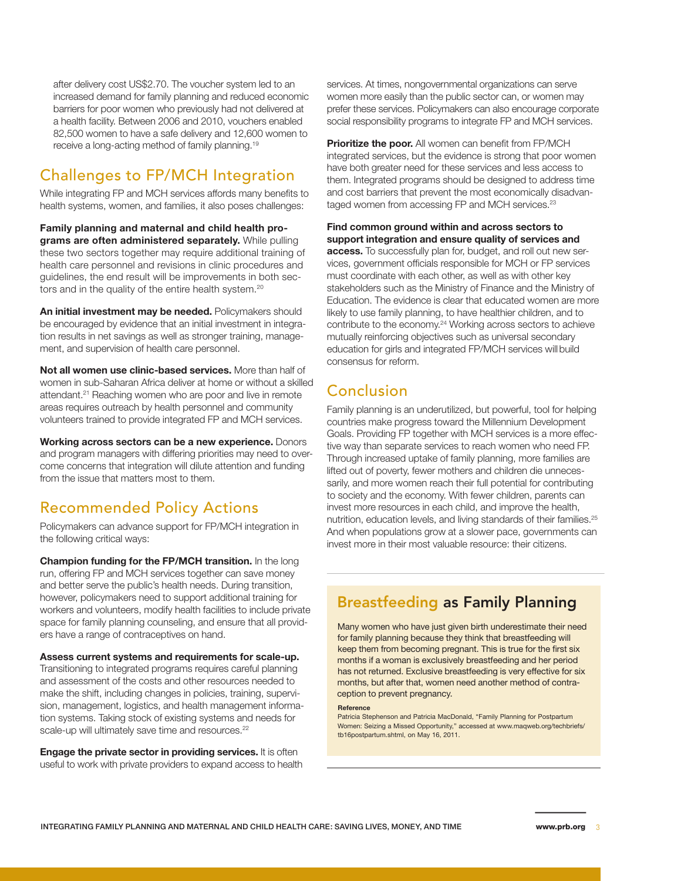after delivery cost US$2.70. The voucher system led to an increased demand for family planning and reduced economic barriers for poor women who previously had not delivered at a health facility. Between 2006 and 2010, vouchers enabled 82,500 women to have a safe delivery and 12,600 women to receive a long-acting method of family planning.[19]

## Challenges to FP/MCH Integration

While integrating FP and MCH services affords many benefits to health systems, women, and families, it also poses challenges:

**Family planning and maternal and child health programs are often administered separately.** While pulling these two sectors together may require additional training of health care personnel and revisions in clinic procedures and guidelines, the end result will be improvements in both sectors and in the quality of the entire health system.[20]

**An initial investment may be needed.** Policymakers should be encouraged by evidence that an initial investment in integration results in net savings as well as stronger training, management, and supervision of health care personnel.

**Not all women use clinic-based services.** More than half of women in sub-Saharan Africa deliver at home or without a skilled attendant.[21] Reaching women who are poor and live in remote areas requires outreach by health personnel and community volunteers trained to provide integrated FP and MCH services.

**Working across sectors can be a new experience.** Donors and program managers with differing priorities may need to overcome concerns that integration will dilute attention and funding from the issue that matters most to them.

## Recommended Policy Actions

Policymakers can advance support for FP/MCH integration in the following critical ways:

**Champion funding for the FP/MCH transition.** In the long run, offering FP and MCH services together can save money and better serve the public's health needs. During transition, however, policymakers need to support additional training for workers and volunteers, modify health facilities to include private space for family planning counseling, and ensure that all providers have a range of contraceptives on hand.

**Assess current systems and requirements for scale-up.** Transitioning to integrated programs requires careful planning and assessment of the costs and other resources needed to make the shift, including changes in policies, training, supervision, management, logistics, and health management information systems. Taking stock of existing systems and needs for scale-up will ultimately save time and resources.[22]

**Engage the private sector in providing services.** It is often useful to work with private providers to expand access to health services. At times, nongovernmental organizations can serve women more easily than the public sector can, or women may prefer these services. Policymakers can also encourage corporate social responsibility programs to integrate FP and MCH services.

**Prioritize the poor.** All women can benefit from FP/MCH integrated services, but the evidence is strong that poor women have both greater need for these services and less access to them. Integrated programs should be designed to address time and cost barriers that prevent the most economically disadvantaged women from accessing FP and MCH services.[23]

**Find common ground within and across sectors to support integration and ensure quality of services and access.** To successfully plan for, budget, and roll out new services, government officials responsible for MCH or FP services must coordinate with each other, as well as with other key stakeholders such as the Ministry of Finance and the Ministry of Education. The evidence is clear that educated women are more likely to use family planning, to have healthier children, and to contribute to the economy.[24] Working across sectors to achieve mutually reinforcing objectives such as universal secondary education for girls and integrated FP/MCH services will build consensus for reform.

## Conclusion

Family planning is an underutilized, but powerful, tool for helping countries make progress toward the Millennium Development Goals. Providing FP together with MCH services is a more effective way than separate services to reach women who need FP. Through increased uptake of family planning, more families are lifted out of poverty, fewer mothers and children die unnecessarily, and more women reach their full potential for contributing to society and the economy. With fewer children, parents can invest more resources in each child, and improve the health, nutrition, education levels, and living standards of their families.[25] And when populations grow at a slower pace, governments can invest more in their most valuable resource: their citizens.

## Breastfeeding as Family Planning

Many women who have just given birth underestimate their need for family planning because they think that breastfeeding will keep them from becoming pregnant. This is true for the first six months if a woman is exclusively breastfeeding and her period has not returned. Exclusive breastfeeding is very effective for six months, but after that, women need another method of contraception to prevent pregnancy.

**Reference**

Patricia Stephenson and Patricia MacDonald, "Family Planning for Postpartum Women: Seizing a Missed Opportunity," accessed at www.maqweb.org/techbriefs/tb16postpartum.shtml, on May 16, 2011.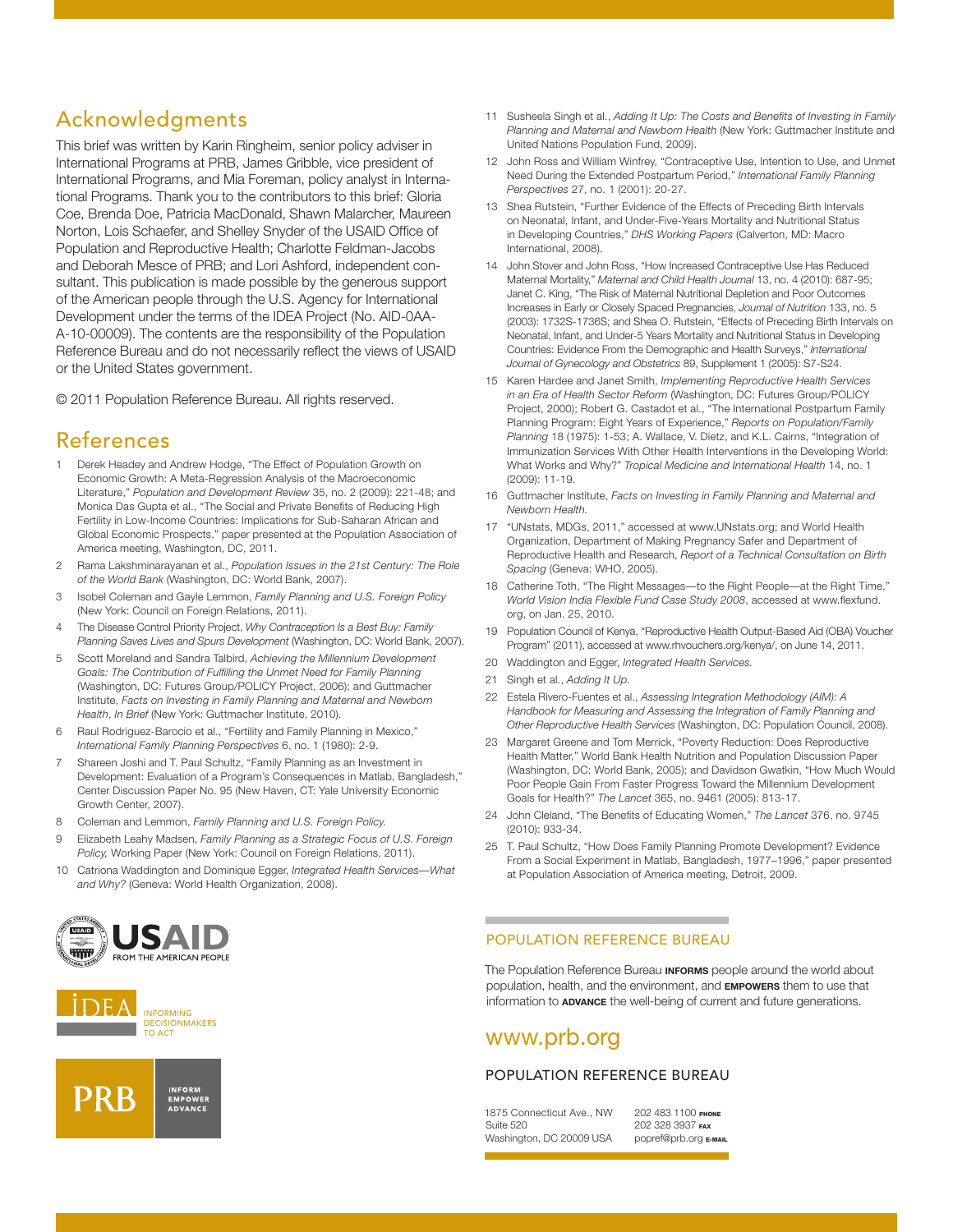## Acknowledgments

This brief was written by Karin Ringheim, senior policy adviser in International Programs at PRB, James Gribble, vice president of International Programs, and Mia Foreman, policy analyst in International Programs. Thank you to the contributors to this brief: Gloria Coe, Brenda Doe, Patricia MacDonald, Shawn Malarcher, Maureen Norton, Lois Schaefer, and Shelley Snyder of the USAID Office of Population and Reproductive Health; Charlotte Feldman-Jacobs and Deborah Mesce of PRB; and Lori Ashford, independent consultant. This publication is made possible by the generous support of the American people through the U.S. Agency for International Development under the terms of the IDEA Project (No. AID-0AA-A-10-00009). The contents are the responsibility of the Population Reference Bureau and do not necessarily reflect the views of USAID or the United States government.

© 2011 Population Reference Bureau. All rights reserved.

## References

1. Derek Headey and Andrew Hodge, "The Effect of Population Growth on Economic Growth: A Meta-Regression Analysis of the Macroeconomic Literature," *Population and Development Review* 35, no. 2 (2009): 221-48; and Monica Das Gupta et al., "The Social and Private Benefits of Reducing High Fertility in Low-Income Countries: Implications for Sub-Saharan African and Global Economic Prospects," paper presented at the Population Association of America meeting, Washington, DC, 2011.
2. Rama Lakshminarayanan et al., *Population Issues in the 21st Century: The Role of the World Bank* (Washington, DC: World Bank, 2007).
3. Isobel Coleman and Gayle Lemmon, *Family Planning and U.S. Foreign Policy* (New York: Council on Foreign Relations, 2011).
4. The Disease Control Priority Project, *Why Contraception Is a Best Buy: Family Planning Saves Lives and Spurs Development* (Washington, DC: World Bank, 2007).
5. Scott Moreland and Sandra Talbird, *Achieving the Millennium Development Goals: The Contribution of Fulfilling the Unmet Need for Family Planning* (Washington, DC: Futures Group/POLICY Project, 2006); and Guttmacher Institute, *Facts on Investing in Family Planning and Maternal and Newborn Health*, *In Brief* (New York: Guttmacher Institute, 2010).
6. Raul Rodriguez-Barocio et al., "Fertility and Family Planning in Mexico," *International Family Planning Perspectives* 6, no. 1 (1980): 2-9.
7. Shareen Joshi and T. Paul Schultz, "Family Planning as an Investment in Development: Evaluation of a Program's Consequences in Matlab, Bangladesh," Center Discussion Paper No. 95 (New Haven, CT: Yale University Economic Growth Center, 2007).
8. Coleman and Lemmon, *Family Planning and U.S. Foreign Policy.*
9. Elizabeth Leahy Madsen, *Family Planning as a Strategic Focus of U.S. Foreign Policy,* Working Paper (New York: Council on Foreign Relations, 2011).
10. Catriona Waddington and Dominique Egger, *Integrated Health Services—What and Why?* (Geneva: World Health Organization, 2008).
11. Susheela Singh et al., *Adding It Up: The Costs and Benefits of Investing in Family Planning and Maternal and Newborn Health* (New York: Guttmacher Institute and United Nations Population Fund, 2009).
12. John Ross and William Winfrey, "Contraceptive Use, Intention to Use, and Unmet Need During the Extended Postpartum Period," *International Family Planning Perspectives* 27, no. 1 (2001): 20-27.
13. Shea Rutstein, "Further Evidence of the Effects of Preceding Birth Intervals on Neonatal, Infant, and Under-Five-Years Mortality and Nutritional Status in Developing Countries," *DHS Working Papers* (Calverton, MD: Macro International, 2008).
14. John Stover and John Ross, "How Increased Contraceptive Use Has Reduced Maternal Mortality," *Maternal and Child Health Journal* 13, no. 4 (2010): 687-95; Janet C. King, "The Risk of Maternal Nutritional Depletion and Poor Outcomes Increases in Early or Closely Spaced Pregnancies, *Journal of Nutrition* 133, no. 5 (2003): 1732S-1736S; and Shea O. Rutstein, "Effects of Preceding Birth Intervals on Neonatal, Infant, and Under-5 Years Mortality and Nutritional Status in Developing Countries: Evidence From the Demographic and Health Surveys," *International Journal of Gynecology and Obstetrics* 89, Supplement 1 (2005): S7-S24.
15. Karen Hardee and Janet Smith, *Implementing Reproductive Health Services in an Era of Health Sector Reform* (Washington, DC: Futures Group/POLICY Project, 2000); Robert G. Castadot et al., "The International Postpartum Family Planning Program: Eight Years of Experience," *Reports on Population/Family Planning* 18 (1975): 1-53; A. Wallace, V. Dietz, and K.L. Cairns, "Integration of Immunization Services With Other Health Interventions in the Developing World: What Works and Why?" *Tropical Medicine and International Health* 14, no. 1 (2009): 11-19.
16. Guttmacher Institute, *Facts on Investing in Family Planning and Maternal and Newborn Health.*
17. "UNstats, MDGs, 2011," accessed at www.UNstats.org; and World Health Organization, Department of Making Pregnancy Safer and Department of Reproductive Health and Research, *Report of a Technical Consultation on Birth Spacing* (Geneva: WHO, 2005).
18. Catherine Toth, "The Right Messages—to the Right People—at the Right Time," *World Vision India Flexible Fund Case Study 2008*, accessed at www.flexfund.org, on Jan. 25, 2010.
19. Population Council of Kenya, "Reproductive Health Output-Based Aid (OBA) Voucher Program" (2011), accessed at www.rhvouchers.org/kenya/, on June 14, 2011.
20. Waddington and Egger, *Integrated Health Services.*
21. Singh et al., *Adding It Up.*
22. Estela Rivero-Fuentes et al., *Assessing Integration Methodology (AIM): A Handbook for Measuring and Assessing the Integration of Family Planning and Other Reproductive Health Services* (Washington, DC: Population Council, 2008).
23. Margaret Greene and Tom Merrick, "Poverty Reduction: Does Reproductive Health Matter," World Bank Health Nutrition and Population Discussion Paper (Washington, DC: World Bank, 2005); and Davidson Gwatkin, "How Much Would Poor People Gain From Faster Progress Toward the Millennium Development Goals for Health?" *The Lancet* 365, no. 9461 (2005): 813-17.
24. John Cleland, "The Benefits of Educating Women," *The Lancet* 376, no. 9745 (2010): 933-34.
25. T. Paul Schultz, "How Does Family Planning Promote Development? Evidence From a Social Experiment in Matlab, Bangladesh, 1977–1996," paper presented at Population Association of America meeting, Detroit, 2009.

USAID FROM THE AMERICAN PEOPLE

IDEA INFORMING DECISIONMAKERS TO ACT

PRB INFORM EMPOWER ADVANCE

## POPULATION REFERENCE BUREAU

The Population Reference Bureau **INFORMS** people around the world about population, health, and the environment, and **EMPOWERS** them to use that information to **ADVANCE** the well-being of current and future generations.

## www.prb.org

### POPULATION REFERENCE BUREAU

1875 Connecticut Ave., NW
Suite 520
Washington, DC 20009 USA

202 483 1100 **PHONE**
202 328 3937 **FAX**
popref@prb.org **E-MAIL**